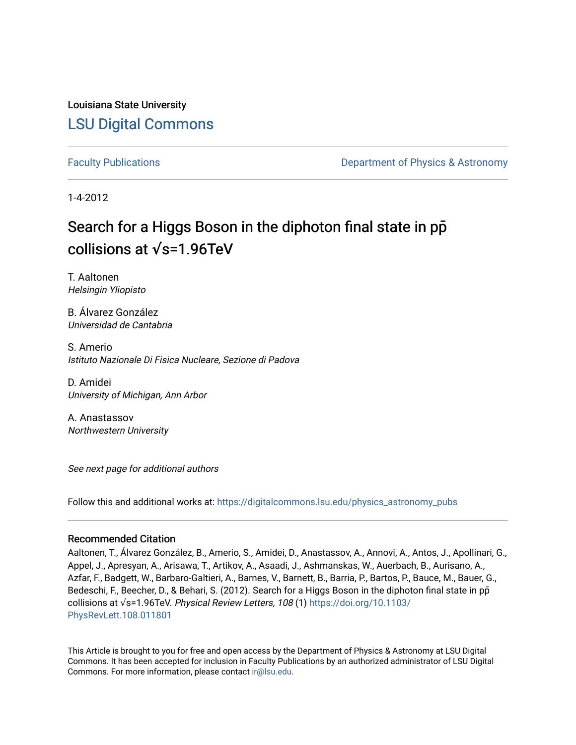Louisiana State University

# LSU Digital Commons

Faculty Publications | Department of Physics & Astronomy

1-4-2012

# Search for a Higgs Boson in the diphoton final state in pp̄ collisions at √s=1.96TeV

T. Aaltonen
*Helsingin Yliopisto*

B. Álvarez González
*Universidad de Cantabria*

S. Amerio
*Istituto Nazionale Di Fisica Nucleare, Sezione di Padova*

D. Amidei
*University of Michigan, Ann Arbor*

A. Anastassov
*Northwestern University*

*See next page for additional authors*

Follow this and additional works at: https://digitalcommons.lsu.edu/physics_astronomy_pubs

## Recommended Citation

Aaltonen, T., Álvarez González, B., Amerio, S., Amidei, D., Anastassov, A., Annovi, A., Antos, J., Apollinari, G., Appel, J., Apresyan, A., Arisawa, T., Artikov, A., Asaadi, J., Ashmanskas, W., Auerbach, B., Aurisano, A., Azfar, F., Badgett, W., Barbaro-Galtieri, A., Barnes, V., Barnett, B., Barria, P., Bartos, P., Bauce, M., Bauer, G., Bedeschi, F., Beecher, D., & Behari, S. (2012). Search for a Higgs Boson in the diphoton final state in pp̄ collisions at √s=1.96TeV. *Physical Review Letters, 108* (1) https://doi.org/10.1103/PhysRevLett.108.011801

This Article is brought to you for free and open access by the Department of Physics & Astronomy at LSU Digital Commons. It has been accepted for inclusion in Faculty Publications by an authorized administrator of LSU Digital Commons. For more information, please contact ir@lsu.edu.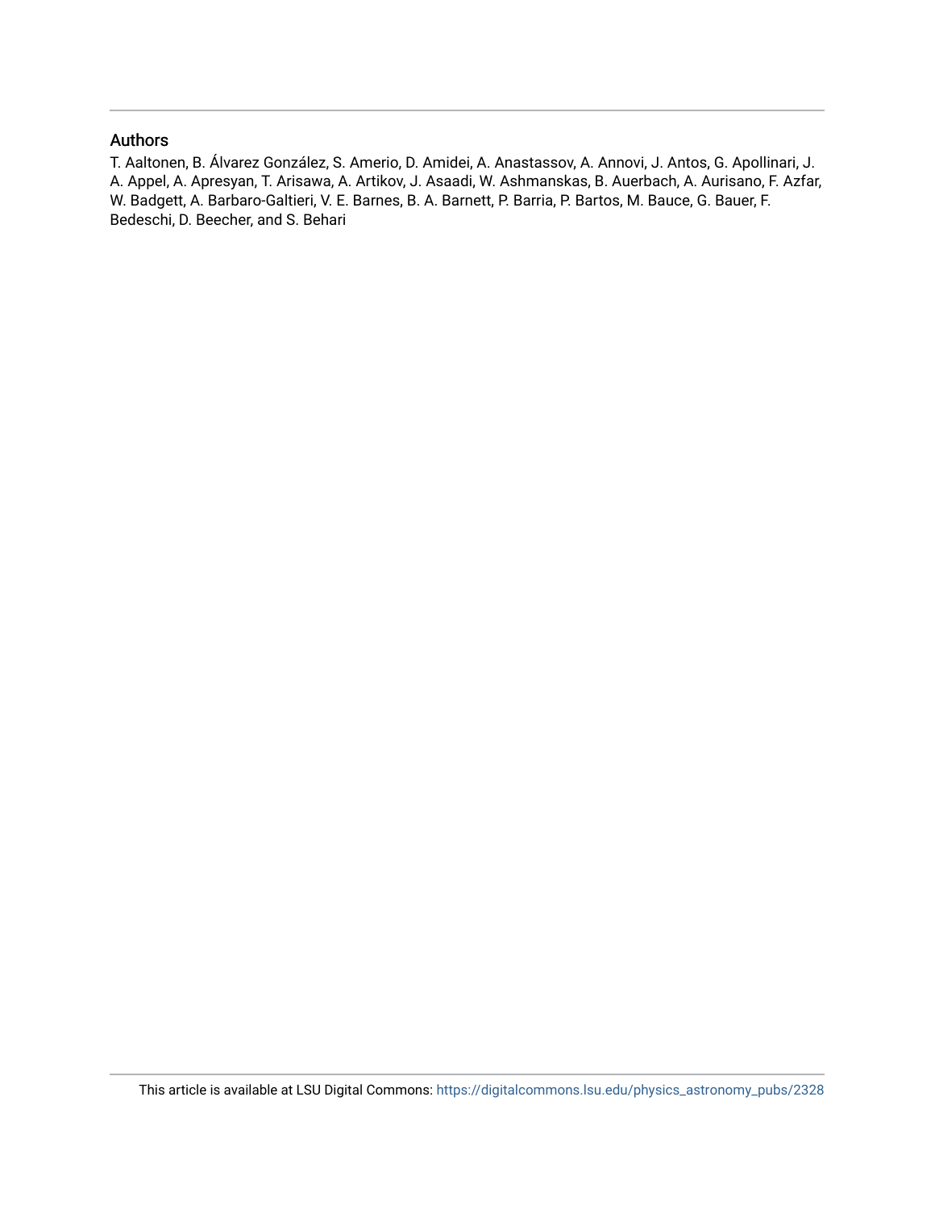## Authors

T. Aaltonen, B. Álvarez González, S. Amerio, D. Amidei, A. Anastassov, A. Annovi, J. Antos, G. Apollinari, J. A. Appel, A. Apresyan, T. Arisawa, A. Artikov, J. Asaadi, W. Ashmanskas, B. Auerbach, A. Aurisano, F. Azfar, W. Badgett, A. Barbaro-Galtieri, V. E. Barnes, B. A. Barnett, P. Barria, P. Bartos, M. Bauce, G. Bauer, F. Bedeschi, D. Beecher, and S. Behari

This article is available at LSU Digital Commons: https://digitalcommons.lsu.edu/physics_astronomy_pubs/2328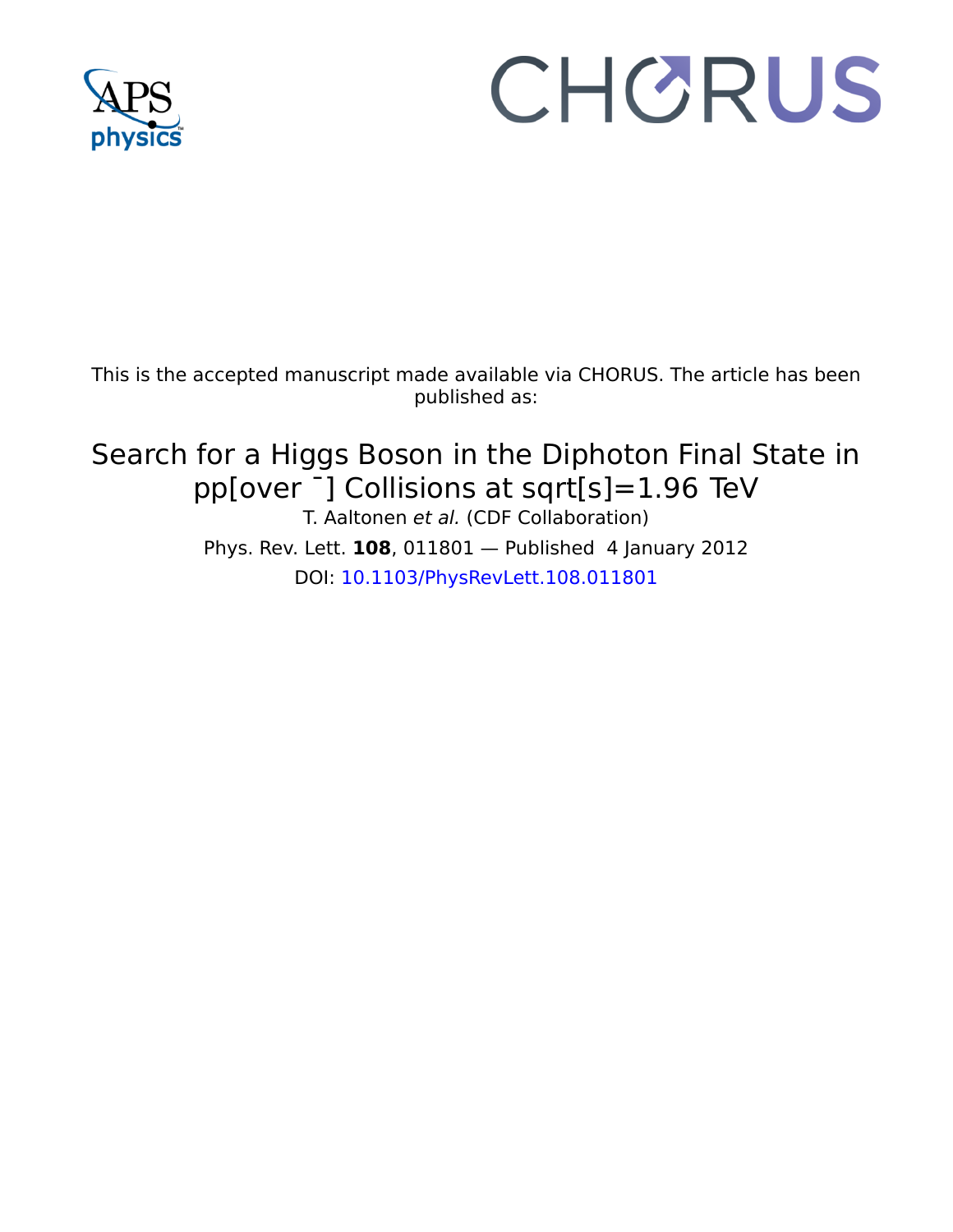This is the accepted manuscript made available via CHORUS. The article has been published as:

# Search for a Higgs Boson in the Diphoton Final State in pp[over ¯] Collisions at sqrt[s]=1.96 TeV

T. Aaltonen *et al.* (CDF Collaboration)

Phys. Rev. Lett. **108**, 011801 — Published 4 January 2012

DOI: 10.1103/PhysRevLett.108.011801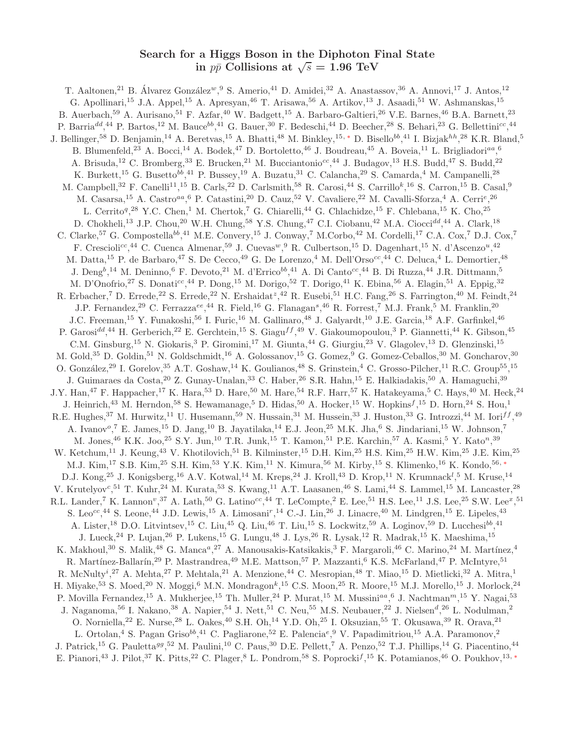# Search for a Higgs Boson in the Diphoton Final State in $p\bar{p}$ Collisions at $\sqrt{s} = 1.96$ TeV

T. Aaltonen,[21] B. Álvarez González[w],[9] S. Amerio,[41] D. Amidei,[32] A. Anastassov,[36] A. Annovi,[17] J. Antos,[12] G. Apollinari,[15] J.A. Appel,[15] A. Apresyan,[46] T. Arisawa,[56] A. Artikov,[13] J. Asaadi,[51] W. Ashmanskas,[15] B. Auerbach,[59] A. Aurisano,[51] F. Azfar,[40] W. Badgett,[15] A. Barbaro-Galtieri,[26] V.E. Barnes,[46] B.A. Barnett,[23] P. Barria[dd],[44] P. Bartos,[12] M. Bauce[bb],[41] G. Bauer,[30] F. Bedeschi,[44] D. Beecher,[28] S. Behari,[23] G. Bellettini[cc],[44] J. Bellinger,[58] D. Benjamin,[14] A. Beretvas,[15] A. Bhatti,[48] M. Binkley,[15,*] D. Bisello[bb],[41] I. Bizjak[hh],[28] K.R. Bland,[5] B. Blumenfeld,[23] A. Bocci,[14] A. Bodek,[47] D. Bortoletto,[46] J. Boudreau,[45] A. Boveia,[11] L. Brigliadori[aa],[6] A. Brisuda,[12] C. Bromberg,[33] E. Brucken,[21] M. Bucciantonio[cc],[44] J. Budagov,[13] H.S. Budd,[47] S. Budd,[22] K. Burkett,[15] G. Busetto[bb],[41] P. Bussey,[19] A. Buzatu,[31] C. Calancha,[29] S. Camarda,[4] M. Campanelli,[28] M. Campbell,[32] F. Canelli[11],[15] B. Carls,[22] D. Carlsmith,[58] R. Carosi,[44] S. Carrillo[k],[16] S. Carron,[15] B. Casal,[9] M. Casarsa,[15] A. Castro[aa],[6] P. Catastini,[20] D. Cauz,[52] V. Cavaliere,[22] M. Cavalli-Sforza,[4] A. Cerri[e],[26] L. Cerrito[q],[28] Y.C. Chen,[1] M. Chertok,[7] G. Chiarelli,[44] G. Chlachidze,[15] F. Chlebana,[15] K. Cho,[25] D. Chokheli,[13] J.P. Chou,[20] W.H. Chung,[58] Y.S. Chung,[47] C.I. Ciobanu,[42] M.A. Ciocci[dd],[44] A. Clark,[18] C. Clarke,[57] G. Compostella[bb],[41] M.E. Convery,[15] J. Conway,[7] M.Corbo,[42] M. Cordelli,[17] C.A. Cox,[7] D.J. Cox,[7] F. Crescioli[cc],[44] C. Cuenca Almenar,[59] J. Cuevas[w],[9] R. Culbertson,[15] D. Dagenhart,[15] N. d'Ascenzo[u],[42] M. Datta,[15] P. de Barbaro,[47] S. De Cecco,[49] G. De Lorenzo,[4] M. Dell'Orso[cc],[44] C. Deluca,[4] L. Demortier,[48] J. Deng[b],[14] M. Deninno,[6] F. Devoto,[21] M. d'Errico[bb],[41] A. Di Canto[cc],[44] B. Di Ruzza,[44] J.R. Dittmann,[5] M. D'Onofrio,[27] S. Donati[cc],[44] P. Dong,[15] M. Dorigo,[52] T. Dorigo,[41] K. Ebina,[56] A. Elagin,[51] A. Eppig,[32] R. Erbacher,[7] D. Errede,[22] S. Errede,[22] N. Ershaidat[z],[42] R. Eusebi,[51] H.C. Fang,[26] S. Farrington,[40] M. Feindt,[24] J.P. Fernandez,[29] C. Ferrazza[ee],[44] R. Field,[16] G. Flanagan[s],[46] R. Forrest,[7] M.J. Frank,[5] M. Franklin,[20] J.C. Freeman,[15] Y. Funakoshi,[56] I. Furic,[16] M. Gallinaro,[48] J. Galyardt,[10] J.E. Garcia,[18] A.F. Garfinkel,[46] P. Garosi[dd],[44] H. Gerberich,[22] E. Gerchtein,[15] S. Giagu[ff],[49] V. Giakoumopoulou,[3] P. Giannetti,[44] K. Gibson,[45] C.M. Ginsburg,[15] N. Giokaris,[3] P. Giromini,[17] M. Giunta,[44] G. Giurgiu,[23] V. Glagolev,[13] D. Glenzinski,[15] M. Gold,[35] D. Goldin,[51] N. Goldschmidt,[16] A. Golossanov,[15] G. Gomez,[9] G. Gomez-Ceballos,[30] M. Goncharov,[30] O. González,[29] I. Gorelov,[35] A.T. Goshaw,[14] K. Goulianos,[48] S. Grinstein,[4] C. Grosso-Pilcher,[11] R.C. Group[55],[15] J. Guimaraes da Costa,[20] Z. Gunay-Unalan,[33] C. Haber,[26] S.R. Hahn,[15] E. Halkiadakis,[50] A. Hamaguchi,[39] J.Y. Han,[47] F. Happacher,[17] K. Hara,[53] D. Hare,[50] M. Hare,[54] R.F. Harr,[57] K. Hatakeyama,[5] C. Hays,[40] M. Heck,[24] J. Heinrich,[43] M. Herndon,[58] S. Hewamanage,[5] D. Hidas,[50] A. Hocker,[15] W. Hopkins[f],[15] D. Horn,[24] S. Hou,[1] R.E. Hughes,[37] M. Hurwitz,[11] U. Husemann,[59] N. Hussain,[31] M. Hussein,[33] J. Huston,[33] G. Introzzi,[44] M. Iori[ff],[49] A. Ivanov[o],[7] E. James,[15] D. Jang,[10] B. Jayatilaka,[14] E.J. Jeon,[25] M.K. Jha,[6] S. Jindariani,[15] W. Johnson,[7] M. Jones,[46] K.K. Joo,[25] S.Y. Jun,[10] T.R. Junk,[15] T. Kamon,[51] P.E. Karchin,[57] A. Kasmi,[5] Y. Kato[n],[39] W. Ketchum,[11] J. Keung,[43] V. Khotilovich,[51] B. Kilminster,[15] D.H. Kim,[25] H.S. Kim,[25] H.W. Kim,[25] J.E. Kim,[25] M.J. Kim,[17] S.B. Kim,[25] S.H. Kim,[53] Y.K. Kim,[11] N. Kimura,[56] M. Kirby,[15] S. Klimenko,[16] K. Kondo,[56,*] D.J. Kong,[25] J. Konigsberg,[16] A.V. Kotwal,[14] M. Kreps,[24] J. Kroll,[43] D. Krop,[11] N. Krumnack[l],[5] M. Kruse,[14] V. Krutelyov[c],[51] T. Kuhr,[24] M. Kurata,[53] S. Kwang,[11] A.T. Laasanen,[46] S. Lami,[44] S. Lammel,[15] M. Lancaster,[28] R.L. Lander,[7] K. Lannon[v],[37] A. Lath,[50] G. Latino[cc],[44] T. LeCompte,[2] E. Lee,[51] H.S. Lee,[11] J.S. Lee,[25] S.W. Lee[x],[51] S. Leo[cc],[44] S. Leone,[44] J.D. Lewis,[15] A. Limosani[r],[14] C.-J. Lin,[26] J. Linacre,[40] M. Lindgren,[15] E. Lipeles,[43] A. Lister,[18] D.O. Litvintsev,[15] C. Liu,[45] Q. Liu,[46] T. Liu,[15] S. Lockwitz,[59] A. Loginov,[59] D. Lucchesi[bb],[41] J. Lueck,[24] P. Lujan,[26] P. Lukens,[15] G. Lungu,[48] J. Lys,[26] R. Lysak,[12] R. Madrak,[15] K. Maeshima,[15] K. Makhoul,[30] S. Malik,[48] G. Manca[a],[27] A. Manousakis-Katsikakis,[3] F. Margaroli,[46] C. Marino,[24] M. Martínez,[4] R. Martínez-Ballarín,[29] P. Mastrandrea,[49] M.E. Mattson,[57] P. Mazzanti,[6] K.S. McFarland,[47] P. McIntyre,[51] R. McNulty[i],[27] A. Mehta,[27] P. Mehtala,[21] A. Menzione,[44] C. Mesropian,[48] T. Miao,[15] D. Mietlicki,[32] A. Mitra,[1] H. Miyake,[53] S. Moed,[20] N. Moggi,[6] M.N. Mondragon[k],[15] C.S. Moon,[25] R. Moore,[15] M.J. Morello,[15] J. Morlock,[24] P. Movilla Fernandez,[15] A. Mukherjee,[15] Th. Muller,[24] P. Murat,[15] M. Mussini[aa],[6] J. Nachtman[m],[15] Y. Nagai,[53] J. Naganoma,[56] I. Nakano,[38] A. Napier,[54] J. Nett,[51] C. Neu,[55] M.S. Neubauer,[22] J. Nielsen[d],[26] L. Nodulman,[2] O. Norniella,[22] E. Nurse,[28] L. Oakes,[40] S.H. Oh,[14] Y.D. Oh,[25] I. Oksuzian,[55] T. Okusawa,[39] R. Orava,[21] L. Ortolan,[4] S. Pagan Griso[bb],[41] C. Pagliarone,[52] E. Palencia[e],[9] V. Papadimitriou,[15] A.A. Paramonov,[2] J. Patrick,[15] G. Pauletta[gg],[52] M. Paulini,[10] C. Paus,[30] D.E. Pellett,[7] A. Penzo,[52] T.J. Phillips,[14] G. Piacentino,[44] E. Pianori,[43] J. Pilot,[37] K. Pitts,[22] C. Plager,[8] L. Pondrom,[58] S. Poprocki[f],[15] K. Potamianos,[46] O. Poukhov,[13,*]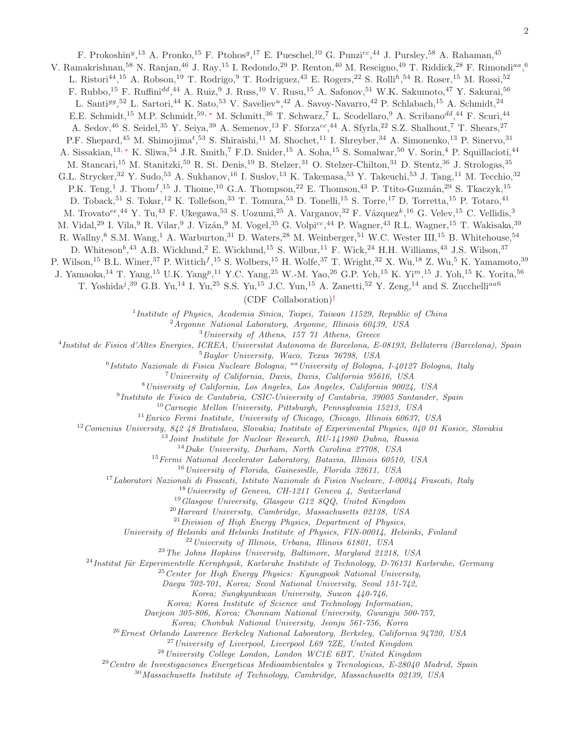F. Prokoshin[y],[13] A. Pronko,[15] F. Ptohos[g],[17] E. Pueschel,[10] G. Punzi[cc],[44] J. Pursley,[58] A. Rahaman,[45] V. Ramakrishnan,[58] N. Ranjan,[46] J. Ray,[15] I. Redondo,[29] P. Renton,[40] M. Rescigno,[49] T. Riddick,[28] F. Rimondi[aa],[6] L. Ristori[44],[15] A. Robson,[19] T. Rodrigo,[9] T. Rodriguez,[43] E. Rogers,[22] S. Rolli[h],[54] R. Roser,[15] M. Rossi,[52] F. Rubbo,[15] F. Ruffini[dd],[44] A. Ruiz,[9] J. Russ,[10] V. Rusu,[15] A. Safonov,[51] W.K. Sakumoto,[47] Y. Sakurai,[56] L. Santi[gg],[52] L. Sartori,[44] K. Sato,[53] V. Saveliev[u],[42] A. Savoy-Navarro,[42] P. Schlabach,[15] A. Schmidt,[24] E.E. Schmidt,[15] M.P. Schmidt,[59,*] M. Schmitt,[36] T. Schwarz,[7] L. Scodellaro,[9] A. Scribano[dd],[44] F. Scuri,[44] A. Sedov,[46] S. Seidel,[35] Y. Seiya,[39] A. Semenov,[13] F. Sforza[cc],[44] A. Sfyrla,[22] S.Z. Shalhout,[7] T. Shears,[27] P.F. Shepard,[45] M. Shimojima[t],[53] S. Shiraishi,[11] M. Shochet,[11] I. Shreyber,[34] A. Simonenko,[13] P. Sinervo,[31] A. Sissakian,[13,*] K. Sliwa,[54] J.R. Smith,[7] F.D. Snider,[15] A. Soha,[15] S. Somalwar,[50] V. Sorin,[4] P. Squillacioti,[44] M. Stancari,[15] M. Stanitzki,[59] R. St. Denis,[19] B. Stelzer,[31] O. Stelzer-Chilton,[31] D. Stentz,[36] J. Strologas,[35] G.L. Strycker,[32] Y. Sudo,[53] A. Sukhanov,[16] I. Suslov,[13] K. Takemasa,[53] Y. Takeuchi,[53] J. Tang,[11] M. Tecchio,[32] P.K. Teng,[1] J. Thom[f],[15] J. Thome,[10] G.A. Thompson,[22] E. Thomson,[43] P. Ttito-Guzmán,[29] S. Tkaczyk,[15] D. Toback,[51] S. Tokar,[12] K. Tollefson,[33] T. Tomura,[53] D. Tonelli,[15] S. Torre,[17] D. Torretta,[15] P. Totaro,[41] M. Trovato[ee],[44] Y. Tu,[43] F. Ukegawa,[53] S. Uozumi,[25] A. Varganov,[32] F. Vázquez[k],[16] G. Velev,[15] C. Vellidis,[3] M. Vidal,[29] I. Vila,[9] R. Vilar,[9] J. Vizán,[9] M. Vogel,[35] G. Volpi[cc],[44] P. Wagner,[43] R.L. Wagner,[15] T. Wakisaka,[39] R. Wallny,[8] S.M. Wang,[1] A. Warburton,[31] D. Waters,[28] M. Weinberger,[51] W.C. Wester III,[15] B. Whitehouse,[54] D. Whiteson[b],[43] A.B. Wicklund,[2] E. Wicklund,[15] S. Wilbur,[11] F. Wick,[24] H.H. Williams,[43] J.S. Wilson,[37] P. Wilson,[15] B.L. Winer,[37] P. Wittich[f],[15] S. Wolbers,[15] H. Wolfe,[37] T. Wright,[32] X. Wu,[18] Z. Wu,[5] K. Yamamoto,[39] J. Yamaoka,[14] T. Yang,[15] U.K. Yang[p],[11] Y.C. Yang,[25] W.-M. Yao,[26] G.P. Yeh,[15] K. Yi[m],[15] J. Yoh,[15] K. Yorita,[56] T. Yoshida[j],[39] G.B. Yu,[14] I. Yu,[25] S.S. Yu,[15] J.C. Yun,[15] A. Zanetti,[52] Y. Zeng,[14] and S. Zucchelli[aa6]

(CDF Collaboration)[†]

[1] *Institute of Physics, Academia Sinica, Taipei, Taiwan 11529, Republic of China*
[2] *Argonne National Laboratory, Argonne, Illinois 60439, USA*
[3] *University of Athens, 157 71 Athens, Greece*
[4] *Institut de Fisica d'Altes Energies, ICREA, Universitat Autonoma de Barcelona, E-08193, Bellaterra (Barcelona), Spain*
[5] *Baylor University, Waco, Texas 76798, USA*
[6] *Istituto Nazionale di Fisica Nucleare Bologna, [aa] University of Bologna, I-40127 Bologna, Italy*
[7] *University of California, Davis, Davis, California 95616, USA*
[8] *University of California, Los Angeles, Los Angeles, California 90024, USA*
[9] *Instituto de Fisica de Cantabria, CSIC-University of Cantabria, 39005 Santander, Spain*
[10] *Carnegie Mellon University, Pittsburgh, Pennsylvania 15213, USA*
[11] *Enrico Fermi Institute, University of Chicago, Chicago, Illinois 60637, USA*
[12] *Comenius University, 842 48 Bratislava, Slovakia; Institute of Experimental Physics, 040 01 Kosice, Slovakia*
[13] *Joint Institute for Nuclear Research, RU-141980 Dubna, Russia*
[14] *Duke University, Durham, North Carolina 27708, USA*
[15] *Fermi National Accelerator Laboratory, Batavia, Illinois 60510, USA*
[16] *University of Florida, Gainesville, Florida 32611, USA*
[17] *Laboratori Nazionali di Frascati, Istituto Nazionale di Fisica Nucleare, I-00044 Frascati, Italy*
[18] *University of Geneva, CH-1211 Geneva 4, Switzerland*
[19] *Glasgow University, Glasgow G12 8QQ, United Kingdom*
[20] *Harvard University, Cambridge, Massachusetts 02138, USA*
[21] *Division of High Energy Physics, Department of Physics, University of Helsinki and Helsinki Institute of Physics, FIN-00014, Helsinki, Finland*
[22] *University of Illinois, Urbana, Illinois 61801, USA*
[23] *The Johns Hopkins University, Baltimore, Maryland 21218, USA*
[24] *Institut für Experimentelle Kernphysik, Karlsruhe Institute of Technology, D-76131 Karlsruhe, Germany*
[25] *Center for High Energy Physics: Kyungpook National University, Daegu 702-701, Korea; Seoul National University, Seoul 151-742, Korea; Sungkyunkwan University, Suwon 440-746, Korea; Korea Institute of Science and Technology Information, Daejeon 305-806, Korea; Chonnam National University, Gwangju 500-757, Korea; Chonbuk National University, Jeonju 561-756, Korea*
[26] *Ernest Orlando Lawrence Berkeley National Laboratory, Berkeley, California 94720, USA*
[27] *University of Liverpool, Liverpool L69 7ZE, United Kingdom*
[28] *University College London, London WC1E 6BT, United Kingdom*
[29] *Centro de Investigaciones Energeticas Medioambientales y Tecnologicas, E-28040 Madrid, Spain*
[30] *Massachusetts Institute of Technology, Cambridge, Massachusetts 02139, USA*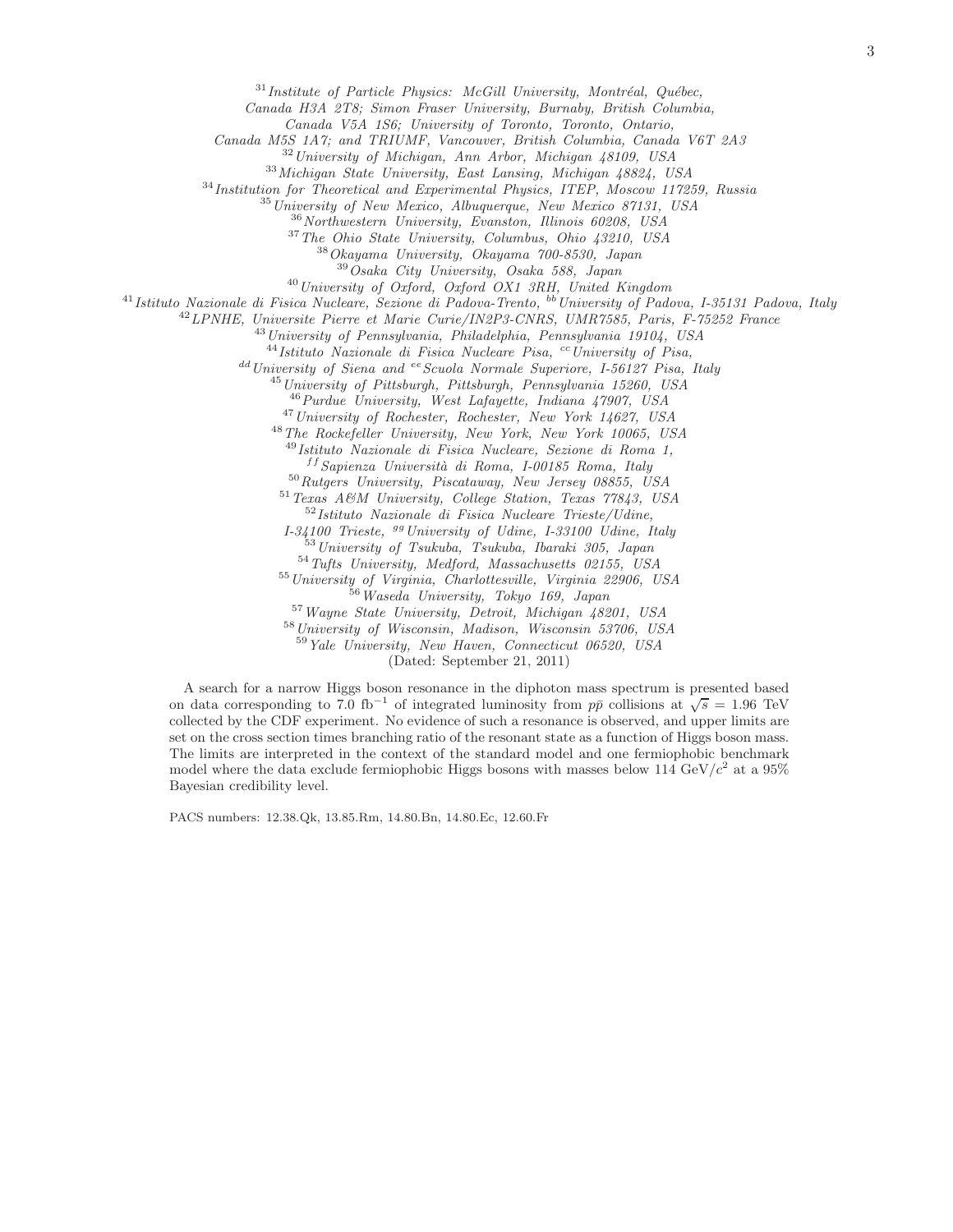[31] *Institute of Particle Physics: McGill University, Montréal, Québec, Canada H3A 2T8; Simon Fraser University, Burnaby, British Columbia, Canada V5A 1S6; University of Toronto, Toronto, Ontario, Canada M5S 1A7; and TRIUMF, Vancouver, British Columbia, Canada V6T 2A3*
[32] *University of Michigan, Ann Arbor, Michigan 48109, USA*
[33] *Michigan State University, East Lansing, Michigan 48824, USA*
[34] *Institution for Theoretical and Experimental Physics, ITEP, Moscow 117259, Russia*
[35] *University of New Mexico, Albuquerque, New Mexico 87131, USA*
[36] *Northwestern University, Evanston, Illinois 60208, USA*
[37] *The Ohio State University, Columbus, Ohio 43210, USA*
[38] *Okayama University, Okayama 700-8530, Japan*
[39] *Osaka City University, Osaka 588, Japan*
[40] *University of Oxford, Oxford OX1 3RH, United Kingdom*
[41] *Istituto Nazionale di Fisica Nucleare, Sezione di Padova-Trento, [bb] University of Padova, I-35131 Padova, Italy*
[42] *LPNHE, Universite Pierre et Marie Curie/IN2P3-CNRS, UMR7585, Paris, F-75252 France*
[43] *University of Pennsylvania, Philadelphia, Pennsylvania 19104, USA*
[44] *Istituto Nazionale di Fisica Nucleare Pisa, [cc] University of Pisa, [dd] University of Siena and [ee] Scuola Normale Superiore, I-56127 Pisa, Italy*
[45] *University of Pittsburgh, Pittsburgh, Pennsylvania 15260, USA*
[46] *Purdue University, West Lafayette, Indiana 47907, USA*
[47] *University of Rochester, Rochester, New York 14627, USA*
[48] *The Rockefeller University, New York, New York 10065, USA*
[49] *Istituto Nazionale di Fisica Nucleare, Sezione di Roma 1, [ff] Sapienza Università di Roma, I-00185 Roma, Italy*
[50] *Rutgers University, Piscataway, New Jersey 08855, USA*
[51] *Texas A&M University, College Station, Texas 77843, USA*
[52] *Istituto Nazionale di Fisica Nucleare Trieste/Udine, I-34100 Trieste, [gg] University of Udine, I-33100 Udine, Italy*
[53] *University of Tsukuba, Tsukuba, Ibaraki 305, Japan*
[54] *Tufts University, Medford, Massachusetts 02155, USA*
[55] *University of Virginia, Charlottesville, Virginia 22906, USA*
[56] *Waseda University, Tokyo 169, Japan*
[57] *Wayne State University, Detroit, Michigan 48201, USA*
[58] *University of Wisconsin, Madison, Wisconsin 53706, USA*
[59] *Yale University, New Haven, Connecticut 06520, USA*
(Dated: September 21, 2011)

A search for a narrow Higgs boson resonance in the diphoton mass spectrum is presented based on data corresponding to 7.0 $\text{fb}^{-1}$ of integrated luminosity from $p\bar{p}$ collisions at $\sqrt{s} = 1.96$ TeV collected by the CDF experiment. No evidence of such a resonance is observed, and upper limits are set on the cross section times branching ratio of the resonant state as a function of Higgs boson mass. The limits are interpreted in the context of the standard model and one fermiophobic benchmark model where the data exclude fermiophobic Higgs bosons with masses below 114 $\text{GeV}/c^2$ at a 95% Bayesian credibility level.

PACS numbers: 12.38.Qk, 13.85.Rm, 14.80.Bn, 14.80.Ec, 12.60.Fr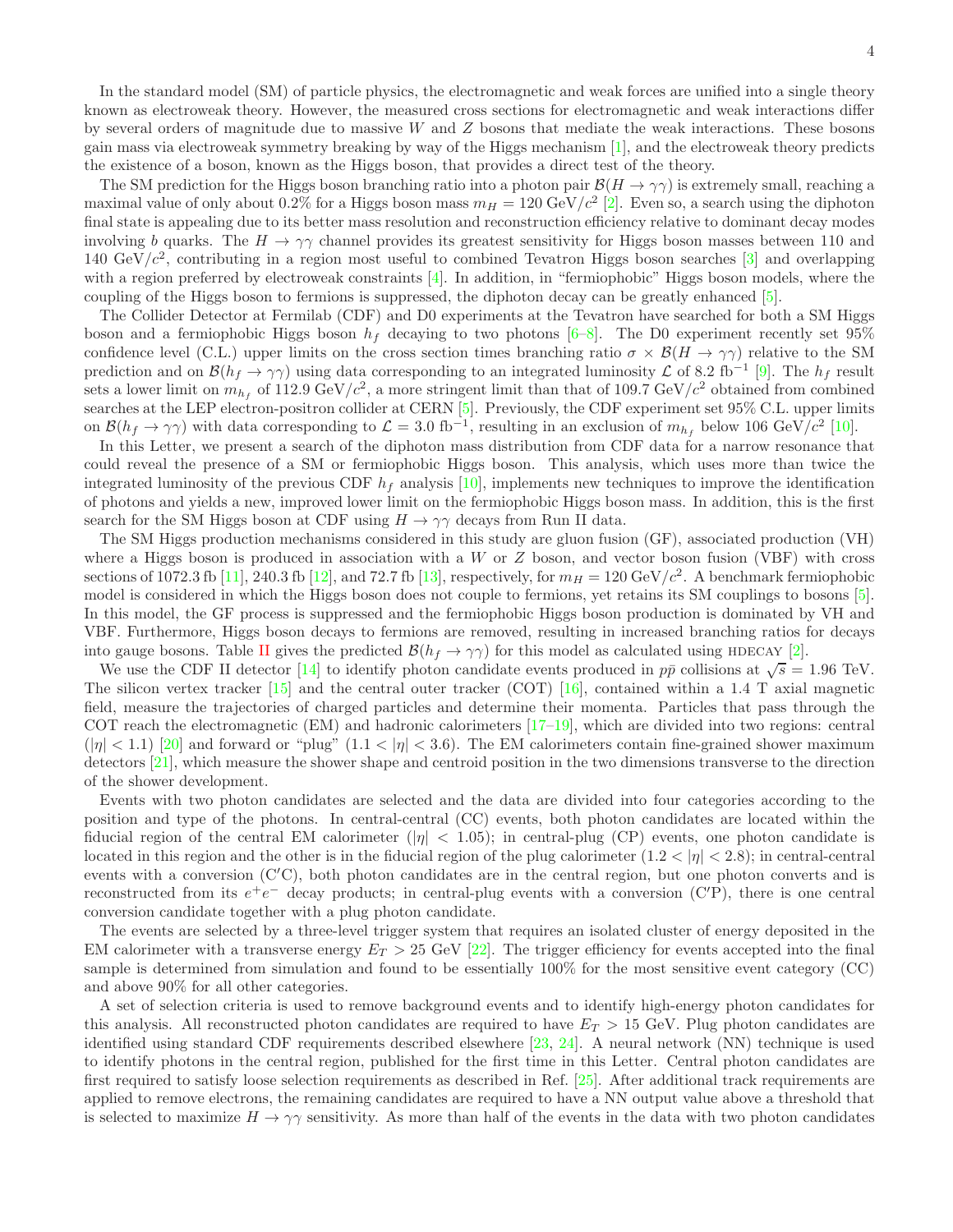In the standard model (SM) of particle physics, the electromagnetic and weak forces are unified into a single theory known as electroweak theory. However, the measured cross sections for electromagnetic and weak interactions differ by several orders of magnitude due to massive $W$ and $Z$ bosons that mediate the weak interactions. These bosons gain mass via electroweak symmetry breaking by way of the Higgs mechanism [1], and the electroweak theory predicts the existence of a boson, known as the Higgs boson, that provides a direct test of the theory.

The SM prediction for the Higgs boson branching ratio into a photon pair $\mathcal{B}(H \rightarrow \gamma\gamma)$ is extremely small, reaching a maximal value of only about 0.2% for a Higgs boson mass $m_H = 120$ GeV/$c^2$ [2]. Even so, a search using the diphoton final state is appealing due to its better mass resolution and reconstruction efficiency relative to dominant decay modes involving $b$ quarks. The $H \rightarrow \gamma\gamma$ channel provides its greatest sensitivity for Higgs boson masses between 110 and 140 GeV/$c^2$, contributing in a region most useful to combined Tevatron Higgs boson searches [3] and overlapping with a region preferred by electroweak constraints [4]. In addition, in "fermiophobic" Higgs boson models, where the coupling of the Higgs boson to fermions is suppressed, the diphoton decay can be greatly enhanced [5].

The Collider Detector at Fermilab (CDF) and D0 experiments at the Tevatron have searched for both a SM Higgs boson and a fermiophobic Higgs boson $h_f$ decaying to two photons [6–8]. The D0 experiment recently set 95% confidence level (C.L.) upper limits on the cross section times branching ratio $\sigma \times \mathcal{B}(H \rightarrow \gamma\gamma)$ relative to the SM prediction and on $\mathcal{B}(h_f \rightarrow \gamma\gamma)$ using data corresponding to an integrated luminosity $\mathcal{L}$ of 8.2 fb$^{-1}$ [9]. The $h_f$ result sets a lower limit on $m_{h_f}$ of 112.9 GeV/$c^2$, a more stringent limit than that of 109.7 GeV/$c^2$ obtained from combined searches at the LEP electron-positron collider at CERN [5]. Previously, the CDF experiment set 95% C.L. upper limits on $\mathcal{B}(h_f \rightarrow \gamma\gamma)$ with data corresponding to $\mathcal{L} = 3.0$ fb$^{-1}$, resulting in an exclusion of $m_{h_f}$ below 106 GeV/$c^2$ [10].

In this Letter, we present a search of the diphoton mass distribution from CDF data for a narrow resonance that could reveal the presence of a SM or fermiophobic Higgs boson. This analysis, which uses more than twice the integrated luminosity of the previous CDF $h_f$ analysis [10], implements new techniques to improve the identification of photons and yields a new, improved lower limit on the fermiophobic Higgs boson mass. In addition, this is the first search for the SM Higgs boson at CDF using $H \rightarrow \gamma\gamma$ decays from Run II data.

The SM Higgs production mechanisms considered in this study are gluon fusion (GF), associated production (VH) where a Higgs boson is produced in association with a $W$ or $Z$ boson, and vector boson fusion (VBF) with cross sections of 1072.3 fb [11], 240.3 fb [12], and 72.7 fb [13], respectively, for $m_H = 120$ GeV/$c^2$. A benchmark fermiophobic model is considered in which the Higgs boson does not couple to fermions, yet retains its SM couplings to bosons [5]. In this model, the GF process is suppressed and the fermiophobic Higgs boson production is dominated by VH and VBF. Furthermore, Higgs boson decays to fermions are removed, resulting in increased branching ratios for decays into gauge bosons. Table II gives the predicted $\mathcal{B}(h_f \rightarrow \gamma\gamma)$ for this model as calculated using HDECAY [2].

We use the CDF II detector [14] to identify photon candidate events produced in $p\bar{p}$ collisions at $\sqrt{s} = 1.96$ TeV. The silicon vertex tracker [15] and the central outer tracker (COT) [16], contained within a 1.4 T axial magnetic field, measure the trajectories of charged particles and determine their momenta. Particles that pass through the COT reach the electromagnetic (EM) and hadronic calorimeters [17–19], which are divided into two regions: central ($|\eta| < 1.1$) [20] and forward or "plug" ($1.1 < |\eta| < 3.6$). The EM calorimeters contain fine-grained shower maximum detectors [21], which measure the shower shape and centroid position in the two dimensions transverse to the direction of the shower development.

Events with two photon candidates are selected and the data are divided into four categories according to the position and type of the photons. In central-central (CC) events, both photon candidates are located within the fiducial region of the central EM calorimeter ($|\eta| < 1.05$); in central-plug (CP) events, one photon candidate is located in this region and the other is in the fiducial region of the plug calorimeter ($1.2 < |\eta| < 2.8$); in central-central events with a conversion (C′C), both photon candidates are in the central region, but one photon converts and is reconstructed from its $e^+e^-$ decay products; in central-plug events with a conversion (C′P), there is one central conversion candidate together with a plug photon candidate.

The events are selected by a three-level trigger system that requires an isolated cluster of energy deposited in the EM calorimeter with a transverse energy $E_T > 25$ GeV [22]. The trigger efficiency for events accepted into the final sample is determined from simulation and found to be essentially 100% for the most sensitive event category (CC) and above 90% for all other categories.

A set of selection criteria is used to remove background events and to identify high-energy photon candidates for this analysis. All reconstructed photon candidates are required to have $E_T > 15$ GeV. Plug photon candidates are identified using standard CDF requirements described elsewhere [23, 24]. A neural network (NN) technique is used to identify photons in the central region, published for the first time in this Letter. Central photon candidates are first required to satisfy loose selection requirements as described in Ref. [25]. After additional track requirements are applied to remove electrons, the remaining candidates are required to have a NN output value above a threshold that is selected to maximize $H \rightarrow \gamma\gamma$ sensitivity. As more than half of the events in the data with two photon candidates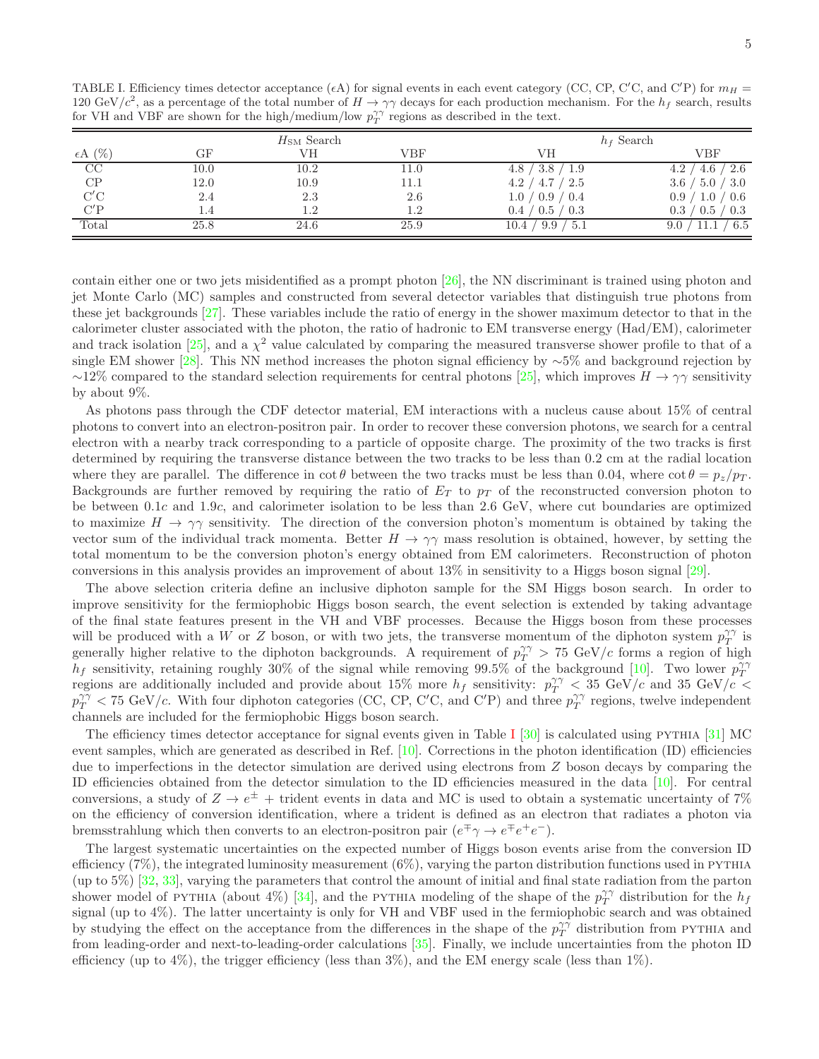TABLE I. Efficiency times detector acceptance ($\epsilon$A) for signal events in each event category (CC, CP, C$'$C, and C$'$P) for $m_H = 120$ GeV/$c^2$, as a percentage of the total number of $H \to \gamma\gamma$ decays for each production mechanism. For the $h_f$ search, results for VH and VBF are shown for the high/medium/low $p_T^{\gamma\gamma}$ regions as described in the text.

| | $H_{\rm SM}$ Search | | | $h_f$ Search | |
|---|---|---|---|---|---|
| $\epsilon$A (%) | GF | VH | VBF | VH | VBF |
| CC | 10.0 | 10.2 | 11.0 | 4.8 / 3.8 / 1.9 | 4.2 / 4.6 / 2.6 |
| CP | 12.0 | 10.9 | 11.1 | 4.2 / 4.7 / 2.5 | 3.6 / 5.0 / 3.0 |
| C$'$C | 2.4 | 2.3 | 2.6 | 1.0 / 0.9 / 0.4 | 0.9 / 1.0 / 0.6 |
| C$'$P | 1.4 | 1.2 | 1.2 | 0.4 / 0.5 / 0.3 | 0.3 / 0.5 / 0.3 |
| Total | 25.8 | 24.6 | 25.9 | 10.4 / 9.9 / 5.1 | 9.0 / 11.1 / 6.5 |

contain either one or two jets misidentified as a prompt photon [26], the NN discriminant is trained using photon and jet Monte Carlo (MC) samples and constructed from several detector variables that distinguish true photons from these jet backgrounds [27]. These variables include the ratio of energy in the shower maximum detector to that in the calorimeter cluster associated with the photon, the ratio of hadronic to EM transverse energy (Had/EM), calorimeter and track isolation [25], and a $\chi^2$ value calculated by comparing the measured transverse shower profile to that of a single EM shower [28]. This NN method increases the photon signal efficiency by $\sim$5% and background rejection by $\sim$12% compared to the standard selection requirements for central photons [25], which improves $H \to \gamma\gamma$ sensitivity by about 9%.

As photons pass through the CDF detector material, EM interactions with a nucleus cause about 15% of central photons to convert into an electron-positron pair. In order to recover these conversion photons, we search for a central electron with a nearby track corresponding to a particle of opposite charge. The proximity of the two tracks is first determined by requiring the transverse distance between the two tracks to be less than 0.2 cm at the radial location where they are parallel. The difference in $\cot\theta$ between the two tracks must be less than 0.04, where $\cot\theta = p_z/p_T$. Backgrounds are further removed by requiring the ratio of $E_T$ to $p_T$ of the reconstructed conversion photon to be between $0.1c$ and $1.9c$, and calorimeter isolation to be less than 2.6 GeV, where cut boundaries are optimized to maximize $H \to \gamma\gamma$ sensitivity. The direction of the conversion photon's momentum is obtained by taking the vector sum of the individual track momenta. Better $H \to \gamma\gamma$ mass resolution is obtained, however, by setting the total momentum to be the conversion photon's energy obtained from EM calorimeters. Reconstruction of photon conversions in this analysis provides an improvement of about 13% in sensitivity to a Higgs boson signal [29].

The above selection criteria define an inclusive diphoton sample for the SM Higgs boson search. In order to improve sensitivity for the fermiophobic Higgs boson search, the event selection is extended by taking advantage of the final state features present in the VH and VBF processes. Because the Higgs boson from these processes will be produced with a $W$ or $Z$ boson, or with two jets, the transverse momentum of the diphoton system $p_T^{\gamma\gamma}$ is generally higher relative to the diphoton backgrounds. A requirement of $p_T^{\gamma\gamma} > 75$ GeV/$c$ forms a region of high $h_f$ sensitivity, retaining roughly 30% of the signal while removing 99.5% of the background [10]. Two lower $p_T^{\gamma\gamma}$ regions are additionally included and provide about 15% more $h_f$ sensitivity: $p_T^{\gamma\gamma} < 35$ GeV/$c$ and 35 GeV/$c$ $< p_T^{\gamma\gamma} < 75$ GeV/$c$. With four diphoton categories (CC, CP, C$'$C, and C$'$P) and three $p_T^{\gamma\gamma}$ regions, twelve independent channels are included for the fermiophobic Higgs boson search.

The efficiency times detector acceptance for signal events given in Table I [30] is calculated using PYTHIA [31] MC event samples, which are generated as described in Ref. [10]. Corrections in the photon identification (ID) efficiencies due to imperfections in the detector simulation are derived using electrons from $Z$ boson decays by comparing the ID efficiencies obtained from the detector simulation to the ID efficiencies measured in the data [10]. For central conversions, a study of $Z \to e^{\pm}$ + trident events in data and MC is used to obtain a systematic uncertainty of 7% on the efficiency of conversion identification, where a trident is defined as an electron that radiates a photon via bremsstrahlung which then converts to an electron-positron pair ($e^{\mp}\gamma \to e^{\mp}e^{+}e^{-}$).

The largest systematic uncertainties on the expected number of Higgs boson events arise from the conversion ID efficiency (7%), the integrated luminosity measurement (6%), varying the parton distribution functions used in PYTHIA (up to 5%) [32, 33], varying the parameters that control the amount of initial and final state radiation from the parton shower model of PYTHIA (about 4%) [34], and the PYTHIA modeling of the shape of the $p_T^{\gamma\gamma}$ distribution for the $h_f$ signal (up to 4%). The latter uncertainty is only for VH and VBF used in the fermiophobic search and was obtained by studying the effect on the acceptance from the differences in the shape of the $p_T^{\gamma\gamma}$ distribution from PYTHIA and from leading-order and next-to-leading-order calculations [35]. Finally, we include uncertainties from the photon ID efficiency (up to 4%), the trigger efficiency (less than 3%), and the EM energy scale (less than 1%).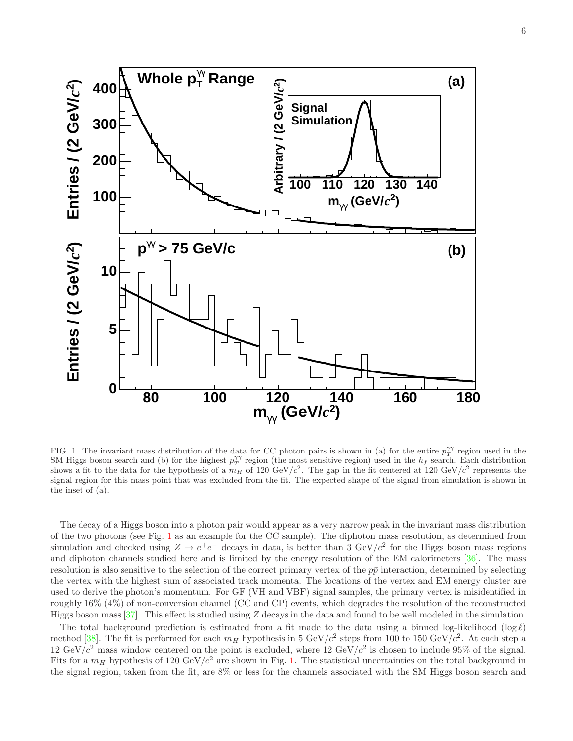FIG. 1. The invariant mass distribution of the data for CC photon pairs is shown in (a) for the entire $p_T^{\gamma\gamma}$ region used in the SM Higgs boson search and (b) for the highest $p_T^{\gamma\gamma}$ region (the most sensitive region) used in the $h_f$ search. Each distribution shows a fit to the data for the hypothesis of a $m_H$ of 120 GeV/$c^2$. The gap in the fit centered at 120 GeV/$c^2$ represents the signal region for this mass point that was excluded from the fit. The expected shape of the signal from simulation is shown in the inset of (a).

The decay of a Higgs boson into a photon pair would appear as a very narrow peak in the invariant mass distribution of the two photons (see Fig. 1 as an example for the CC sample). The diphoton mass resolution, as determined from simulation and checked using $Z \to e^+e^-$ decays in data, is better than 3 GeV/$c^2$ for the Higgs boson mass regions and diphoton channels studied here and is limited by the energy resolution of the EM calorimeters [36]. The mass resolution is also sensitive to the selection of the correct primary vertex of the $p\bar{p}$ interaction, determined by selecting the vertex with the highest sum of associated track momenta. The locations of the vertex and EM energy cluster are used to derive the photon's momentum. For GF (VH and VBF) signal samples, the primary vertex is misidentified in roughly 16% (4%) of non-conversion channel (CC and CP) events, which degrades the resolution of the reconstructed Higgs boson mass [37]. This effect is studied using $Z$ decays in the data and found to be well modeled in the simulation.

The total background prediction is estimated from a fit made to the data using a binned log-likelihood ($\log \ell$) method [38]. The fit is performed for each $m_H$ hypothesis in 5 GeV/$c^2$ steps from 100 to 150 GeV/$c^2$. At each step a 12 GeV/$c^2$ mass window centered on the point is excluded, where 12 GeV/$c^2$ is chosen to include 95% of the signal. Fits for a $m_H$ hypothesis of 120 GeV/$c^2$ are shown in Fig. 1. The statistical uncertainties on the total background in the signal region, taken from the fit, are 8% or less for the channels associated with the SM Higgs boson search and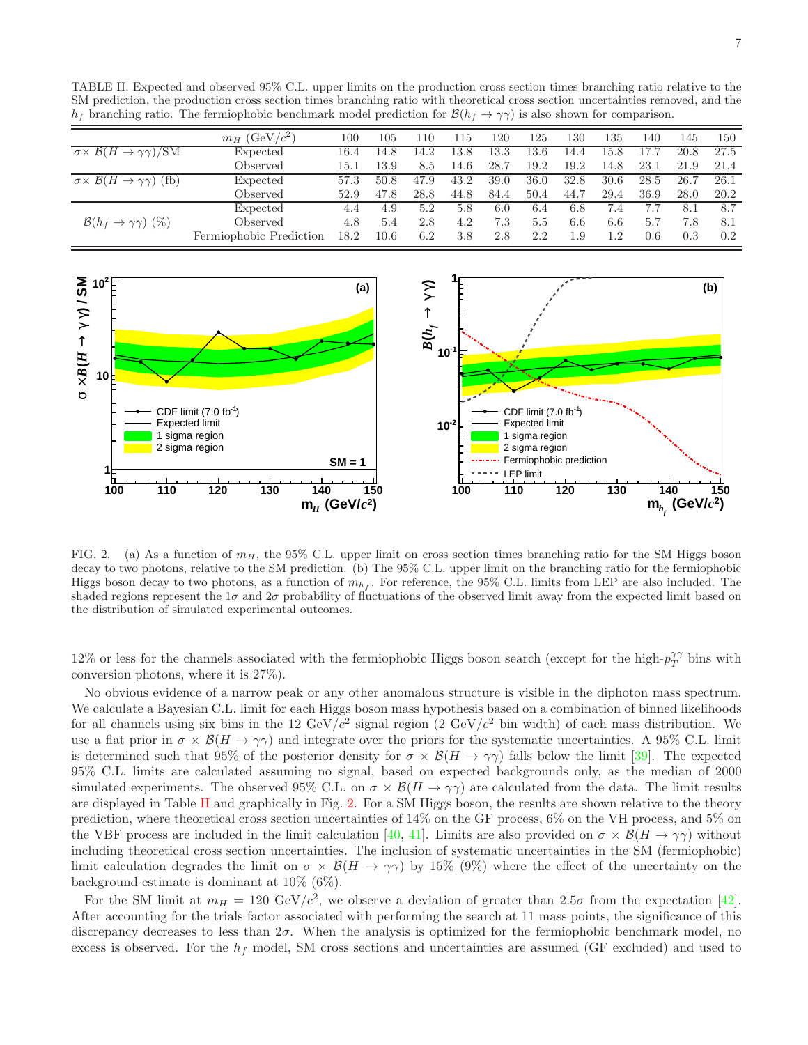TABLE II. Expected and observed 95% C.L. upper limits on the production cross section times branching ratio relative to the SM prediction, the production cross section times branching ratio with theoretical cross section uncertainties removed, and the $h_f$ branching ratio. The fermiophobic benchmark model prediction for $\mathcal{B}(h_f \rightarrow \gamma\gamma)$ is also shown for comparison.

| | $m_H$ (GeV/$c^2$) | 100 | 105 | 110 | 115 | 120 | 125 | 130 | 135 | 140 | 145 | 150 |
|---|---|---|---|---|---|---|---|---|---|---|---|---|
| $\sigma \times \mathcal{B}(H \rightarrow \gamma\gamma)$/SM | Expected | 16.4 | 14.8 | 14.2 | 13.8 | 13.3 | 13.6 | 14.4 | 15.8 | 17.7 | 20.8 | 27.5 |
| | Observed | 15.1 | 13.9 | 8.5 | 14.6 | 28.7 | 19.2 | 19.2 | 14.8 | 23.1 | 21.9 | 21.4 |
| $\sigma \times \mathcal{B}(H \rightarrow \gamma\gamma)$ (fb) | Expected | 57.3 | 50.8 | 47.9 | 43.2 | 39.0 | 36.0 | 32.8 | 30.6 | 28.5 | 26.7 | 26.1 |
| | Observed | 52.9 | 47.8 | 28.8 | 44.8 | 84.4 | 50.4 | 44.7 | 29.4 | 36.9 | 28.0 | 20.2 |
| $\mathcal{B}(h_f \rightarrow \gamma\gamma)$ (%) | Expected | 4.4 | 4.9 | 5.2 | 5.8 | 6.0 | 6.4 | 6.8 | 7.4 | 7.7 | 8.1 | 8.7 |
| | Observed | 4.8 | 5.4 | 2.8 | 4.2 | 7.3 | 5.5 | 6.6 | 6.6 | 5.7 | 7.8 | 8.1 |
| | Fermiophobic Prediction | 18.2 | 10.6 | 6.2 | 3.8 | 2.8 | 2.2 | 1.9 | 1.2 | 0.6 | 0.3 | 0.2 |

FIG. 2. (a) As a function of $m_H$, the 95% C.L. upper limit on cross section times branching ratio for the SM Higgs boson decay to two photons, relative to the SM prediction. (b) The 95% C.L. upper limit on the branching ratio for the fermiophobic Higgs boson decay to two photons, as a function of $m_{h_f}$. For reference, the 95% C.L. limits from LEP are also included. The shaded regions represent the $1\sigma$ and $2\sigma$ probability of fluctuations of the observed limit away from the expected limit based on the distribution of simulated experimental outcomes.

12% or less for the channels associated with the fermiophobic Higgs boson search (except for the high-$p_T^{\gamma\gamma}$ bins with conversion photons, where it is 27%).

No obvious evidence of a narrow peak or any other anomalous structure is visible in the diphoton mass spectrum. We calculate a Bayesian C.L. limit for each Higgs boson mass hypothesis based on a combination of binned likelihoods for all channels using six bins in the 12 GeV/$c^2$ signal region (2 GeV/$c^2$ bin width) of each mass distribution. We use a flat prior in $\sigma \times \mathcal{B}(H \rightarrow \gamma\gamma)$ and integrate over the priors for the systematic uncertainties. A 95% C.L. limit is determined such that 95% of the posterior density for $\sigma \times \mathcal{B}(H \rightarrow \gamma\gamma)$ falls below the limit [39]. The expected 95% C.L. limits are calculated assuming no signal, based on expected backgrounds only, as the median of 2000 simulated experiments. The observed 95% C.L. on $\sigma \times \mathcal{B}(H \rightarrow \gamma\gamma)$ are calculated from the data. The limit results are displayed in Table II and graphically in Fig. 2. For a SM Higgs boson, the results are shown relative to the theory prediction, where theoretical cross section uncertainties of 14% on the GF process, 6% on the VH process, and 5% on the VBF process are included in the limit calculation [40, 41]. Limits are also provided on $\sigma \times \mathcal{B}(H \rightarrow \gamma\gamma)$ without including theoretical cross section uncertainties. The inclusion of systematic uncertainties in the SM (fermiophobic) limit calculation degrades the limit on $\sigma \times \mathcal{B}(H \rightarrow \gamma\gamma)$ by 15% (9%) where the effect of the uncertainty on the background estimate is dominant at 10% (6%).

For the SM limit at $m_H = 120$ GeV/$c^2$, we observe a deviation of greater than $2.5\sigma$ from the expectation [42]. After accounting for the trials factor associated with performing the search at 11 mass points, the significance of this discrepancy decreases to less than $2\sigma$. When the analysis is optimized for the fermiophobic benchmark model, no excess is observed. For the $h_f$ model, SM cross sections and uncertainties are assumed (GF excluded) and used to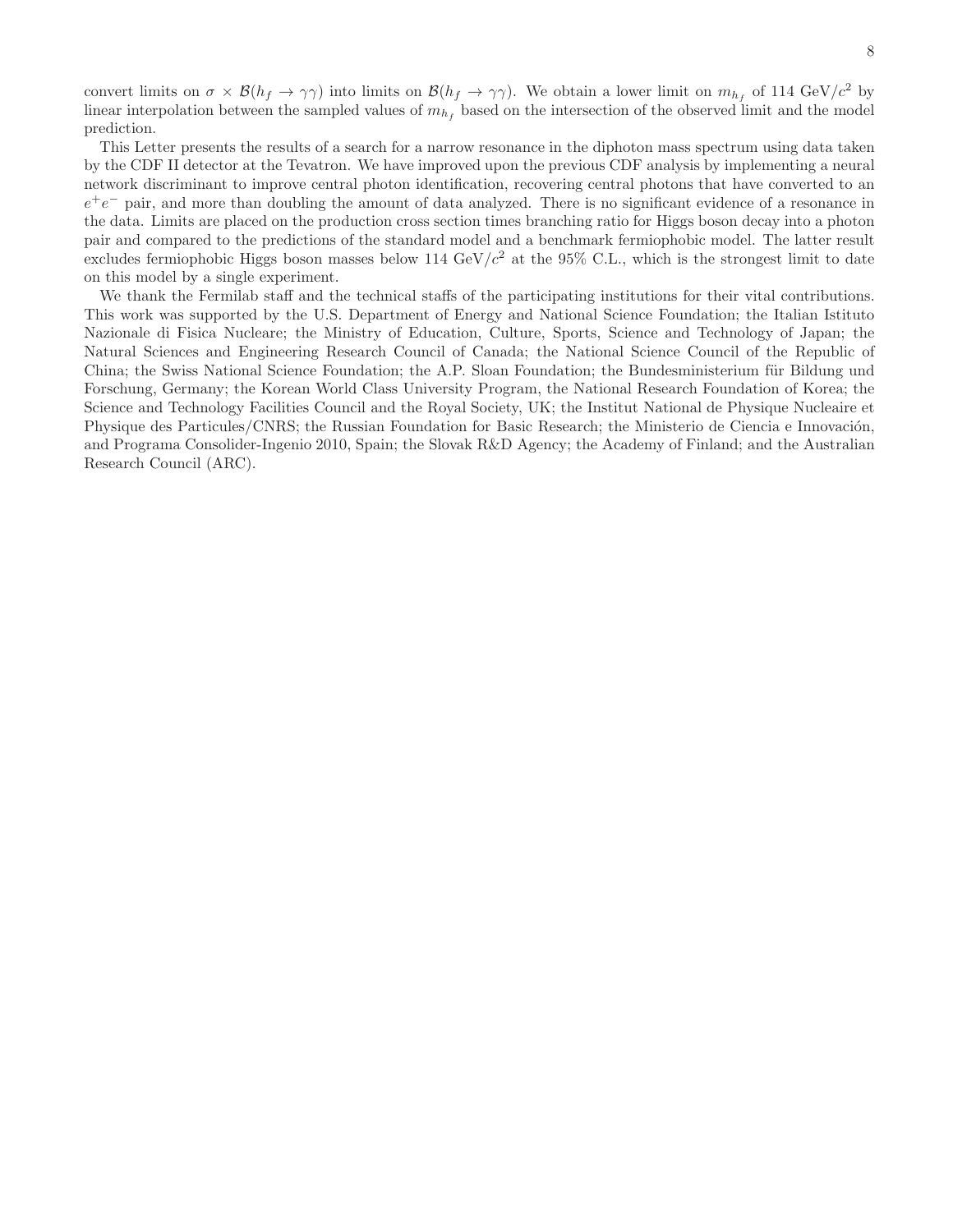convert limits on $\sigma \times \mathcal{B}(h_f \to \gamma\gamma)$ into limits on $\mathcal{B}(h_f \to \gamma\gamma)$. We obtain a lower limit on $m_{h_f}$ of 114 GeV/$c^2$ by linear interpolation between the sampled values of $m_{h_f}$ based on the intersection of the observed limit and the model prediction.

This Letter presents the results of a search for a narrow resonance in the diphoton mass spectrum using data taken by the CDF II detector at the Tevatron. We have improved upon the previous CDF analysis by implementing a neural network discriminant to improve central photon identification, recovering central photons that have converted to an $e^+e^-$ pair, and more than doubling the amount of data analyzed. There is no significant evidence of a resonance in the data. Limits are placed on the production cross section times branching ratio for Higgs boson decay into a photon pair and compared to the predictions of the standard model and a benchmark fermiophobic model. The latter result excludes fermiophobic Higgs boson masses below 114 GeV/$c^2$ at the 95% C.L., which is the strongest limit to date on this model by a single experiment.

We thank the Fermilab staff and the technical staffs of the participating institutions for their vital contributions. This work was supported by the U.S. Department of Energy and National Science Foundation; the Italian Istituto Nazionale di Fisica Nucleare; the Ministry of Education, Culture, Sports, Science and Technology of Japan; the Natural Sciences and Engineering Research Council of Canada; the National Science Council of the Republic of China; the Swiss National Science Foundation; the A.P. Sloan Foundation; the Bundesministerium für Bildung und Forschung, Germany; the Korean World Class University Program, the National Research Foundation of Korea; the Science and Technology Facilities Council and the Royal Society, UK; the Institut National de Physique Nucleaire et Physique des Particules/CNRS; the Russian Foundation for Basic Research; the Ministerio de Ciencia e Innovación, and Programa Consolider-Ingenio 2010, Spain; the Slovak R&D Agency; the Academy of Finland; and the Australian Research Council (ARC).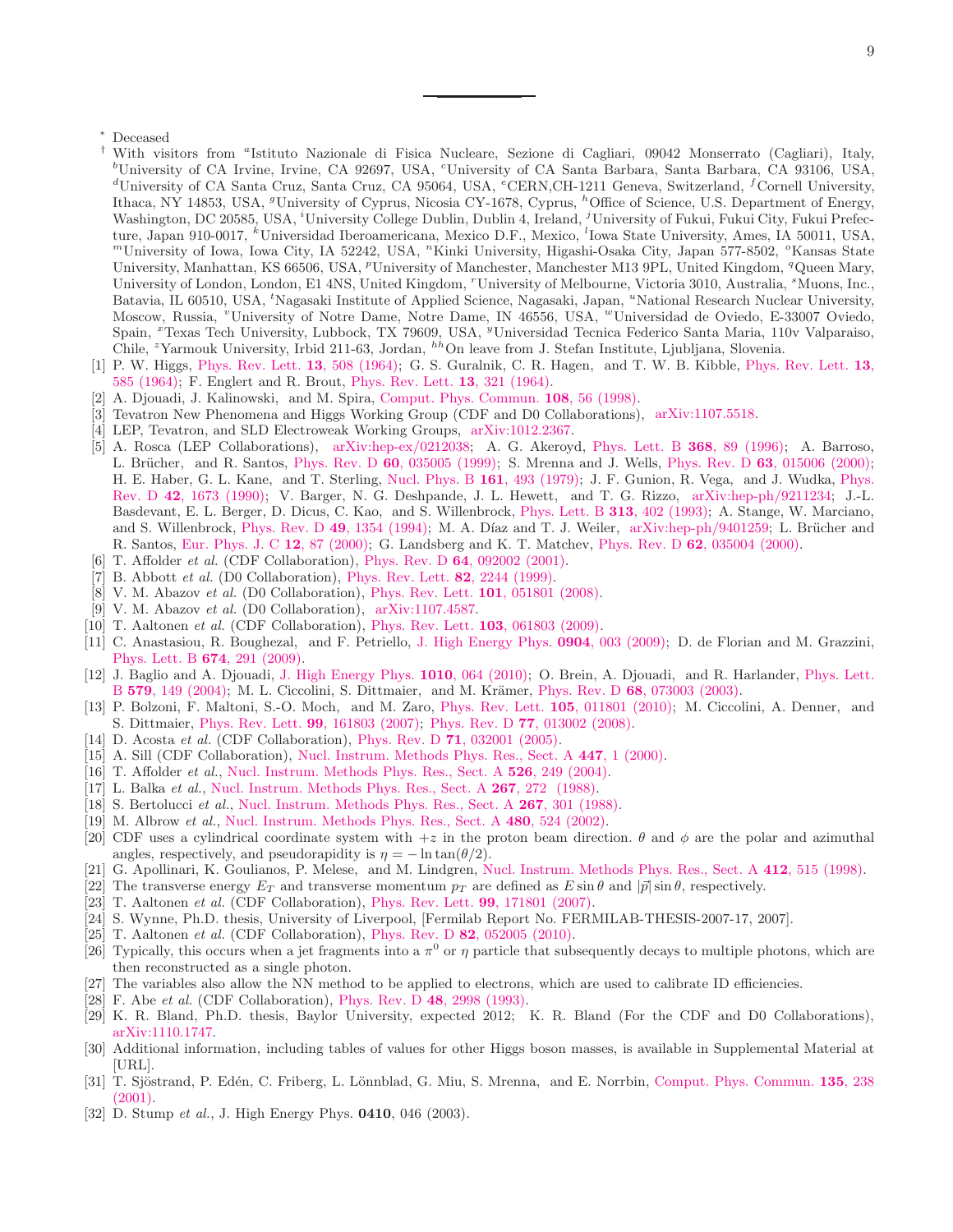\* Deceased

† With visitors from [a]Istituto Nazionale di Fisica Nucleare, Sezione di Cagliari, 09042 Monserrato (Cagliari), Italy, [b]University of CA Irvine, Irvine, CA 92697, USA, [c]University of CA Santa Barbara, Santa Barbara, CA 93106, USA, [d]University of CA Santa Cruz, Santa Cruz, CA 95064, USA, [e]CERN,CH-1211 Geneva, Switzerland, [f]Cornell University, Ithaca, NY 14853, USA, [g]University of Cyprus, Nicosia CY-1678, Cyprus, [h]Office of Science, U.S. Department of Energy, Washington, DC 20585, USA, [i]University College Dublin, Dublin 4, Ireland, [j]University of Fukui, Fukui City, Fukui Prefecture, Japan 910-0017, [k]Universidad Iberoamericana, Mexico D.F., Mexico, [l]Iowa State University, Ames, IA 50011, USA, [m]University of Iowa, Iowa City, IA 52242, USA, [n]Kinki University, Higashi-Osaka City, Japan 577-8502, [o]Kansas State University, Manhattan, KS 66506, USA, [p]University of Manchester, Manchester M13 9PL, United Kingdom, [q]Queen Mary, University of London, London, E1 4NS, United Kingdom, [r]University of Melbourne, Victoria 3010, Australia, [s]Muons, Inc., Batavia, IL 60510, USA, [t]Nagasaki Institute of Applied Science, Nagasaki, Japan, [u]National Research Nuclear University, Moscow, Russia, [v]University of Notre Dame, Notre Dame, IN 46556, USA, [w]Universidad de Oviedo, E-33007 Oviedo, Spain, [x]Texas Tech University, Lubbock, TX 79609, USA, [y]Universidad Tecnica Federico Santa Maria, 110v Valparaiso, Chile, [z]Yarmouk University, Irbid 211-63, Jordan, [hh]On leave from J. Stefan Institute, Ljubljana, Slovenia.

[1] P. W. Higgs, Phys. Rev. Lett. **13**, 508 (1964); G. S. Guralnik, C. R. Hagen, and T. W. B. Kibble, Phys. Rev. Lett. **13**, 585 (1964); F. Englert and R. Brout, Phys. Rev. Lett. **13**, 321 (1964).

[2] A. Djouadi, J. Kalinowski, and M. Spira, Comput. Phys. Commun. **108**, 56 (1998).

[3] Tevatron New Phenomena and Higgs Working Group (CDF and D0 Collaborations), arXiv:1107.5518.

[4] LEP, Tevatron, and SLD Electroweak Working Groups, arXiv:1012.2367.

[5] A. Rosca (LEP Collaborations), arXiv:hep-ex/0212038; A. G. Akeroyd, Phys. Lett. B **368**, 89 (1996); A. Barroso, L. Brücher, and R. Santos, Phys. Rev. D **60**, 035005 (1999); S. Mrenna and J. Wells, Phys. Rev. D **63**, 015006 (2000); H. E. Haber, G. L. Kane, and T. Sterling, Nucl. Phys. B **161**, 493 (1979); J. F. Gunion, R. Vega, and J. Wudka, Phys. Rev. D **42**, 1673 (1990); V. Barger, N. G. Deshpande, J. L. Hewett, and T. G. Rizzo, arXiv:hep-ph/9211234; J.-L. Basdevant, E. L. Berger, D. Dicus, C. Kao, and S. Willenbrock, Phys. Lett. B **313**, 402 (1993); A. Stange, W. Marciano, and S. Willenbrock, Phys. Rev. D **49**, 1354 (1994); M. A. Díaz and T. J. Weiler, arXiv:hep-ph/9401259; L. Brücher and R. Santos, Eur. Phys. J. C **12**, 87 (2000); G. Landsberg and K. T. Matchev, Phys. Rev. D **62**, 035004 (2000).

[6] T. Affolder *et al.* (CDF Collaboration), Phys. Rev. D **64**, 092002 (2001).

[7] B. Abbott *et al.* (D0 Collaboration), Phys. Rev. Lett. **82**, 2244 (1999).

[8] V. M. Abazov *et al.* (D0 Collaboration), Phys. Rev. Lett. **101**, 051801 (2008).

[9] V. M. Abazov *et al.* (D0 Collaboration), arXiv:1107.4587.

[10] T. Aaltonen *et al.* (CDF Collaboration), Phys. Rev. Lett. **103**, 061803 (2009).

[11] C. Anastasiou, R. Boughezal, and F. Petriello, J. High Energy Phys. **0904**, 003 (2009); D. de Florian and M. Grazzini, Phys. Lett. B **674**, 291 (2009).

[12] J. Baglio and A. Djouadi, J. High Energy Phys. **1010**, 064 (2010); O. Brein, A. Djouadi, and R. Harlander, Phys. Lett. B **579**, 149 (2004); M. L. Ciccolini, S. Dittmaier, and M. Krämer, Phys. Rev. D **68**, 073003 (2003).

[13] P. Bolzoni, F. Maltoni, S.-O. Moch, and M. Zaro, Phys. Rev. Lett. **105**, 011801 (2010); M. Ciccolini, A. Denner, and S. Dittmaier, Phys. Rev. Lett. **99**, 161803 (2007); Phys. Rev. D **77**, 013002 (2008).

[14] D. Acosta *et al.* (CDF Collaboration), Phys. Rev. D **71**, 032001 (2005).

[15] A. Sill (CDF Collaboration), Nucl. Instrum. Methods Phys. Res., Sect. A **447**, 1 (2000).

[16] T. Affolder *et al.*, Nucl. Instrum. Methods Phys. Res., Sect. A **526**, 249 (2004).

[17] L. Balka *et al.*, Nucl. Instrum. Methods Phys. Res., Sect. A **267**, 272 (1988).

[18] S. Bertolucci *et al.*, Nucl. Instrum. Methods Phys. Res., Sect. A **267**, 301 (1988).

[19] M. Albrow *et al.*, Nucl. Instrum. Methods Phys. Res., Sect. A **480**, 524 (2002).

[20] CDF uses a cylindrical coordinate system with $+z$ in the proton beam direction. $\theta$ and $\phi$ are the polar and azimuthal angles, respectively, and pseudorapidity is $\eta = -\ln\tan(\theta/2)$.

[21] G. Apollinari, K. Goulianos, P. Melese, and M. Lindgren, Nucl. Instrum. Methods Phys. Res., Sect. A **412**, 515 (1998).

[22] The transverse energy $E_T$ and transverse momentum $p_T$ are defined as $E\sin\theta$ and $|\vec{p}|\sin\theta$, respectively.

[23] T. Aaltonen *et al.* (CDF Collaboration), Phys. Rev. Lett. **99**, 171801 (2007).

[24] S. Wynne, Ph.D. thesis, University of Liverpool, [Fermilab Report No. FERMILAB-THESIS-2007-17, 2007].

[25] T. Aaltonen *et al.* (CDF Collaboration), Phys. Rev. D **82**, 052005 (2010).

[26] Typically, this occurs when a jet fragments into a $\pi^0$ or $\eta$ particle that subsequently decays to multiple photons, which are then reconstructed as a single photon.

[27] The variables also allow the NN method to be applied to electrons, which are used to calibrate ID efficiencies.

[28] F. Abe *et al.* (CDF Collaboration), Phys. Rev. D **48**, 2998 (1993).

[29] K. R. Bland, Ph.D. thesis, Baylor University, expected 2012; K. R. Bland (For the CDF and D0 Collaborations), arXiv:1110.1747.

[30] Additional information, including tables of values for other Higgs boson masses, is available in Supplemental Material at [URL].

[31] T. Sjöstrand, P. Edén, C. Friberg, L. Lönnblad, G. Miu, S. Mrenna, and E. Norrbin, Comput. Phys. Commun. **135**, 238 (2001).

[32] D. Stump *et al.*, J. High Energy Phys. **0410**, 046 (2003).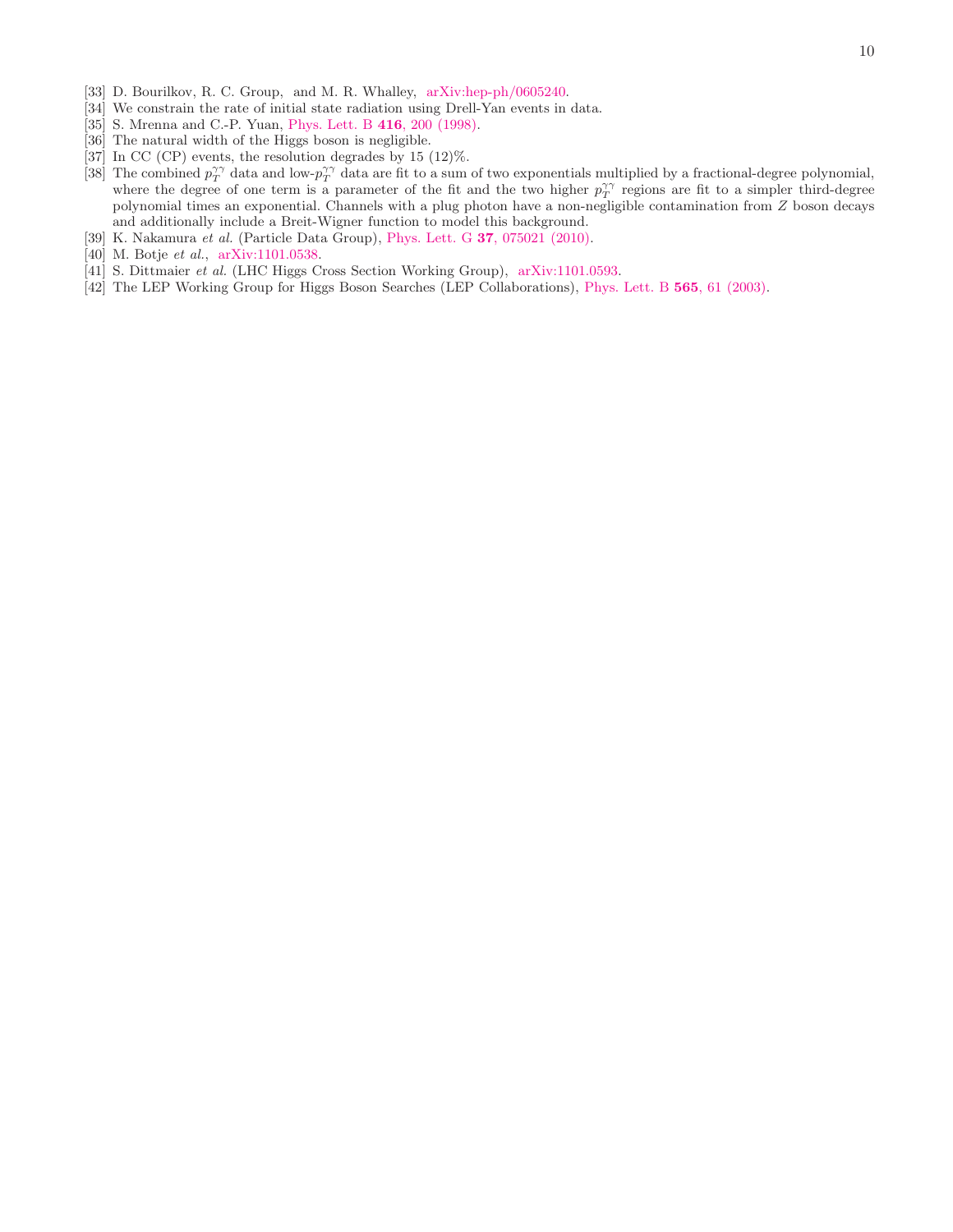[33] D. Bourilkov, R. C. Group, and M. R. Whalley, arXiv:hep-ph/0605240.

[34] We constrain the rate of initial state radiation using Drell-Yan events in data.

[35] S. Mrenna and C.-P. Yuan, Phys. Lett. B **416**, 200 (1998).

[36] The natural width of the Higgs boson is negligible.

[37] In CC (CP) events, the resolution degrades by 15 (12)%.

[38] The combined $p_T^{\gamma\gamma}$ data and low-$p_T^{\gamma\gamma}$ data are fit to a sum of two exponentials multiplied by a fractional-degree polynomial, where the degree of one term is a parameter of the fit and the two higher $p_T^{\gamma\gamma}$ regions are fit to a simpler third-degree polynomial times an exponential. Channels with a plug photon have a non-negligible contamination from $Z$ boson decays and additionally include a Breit-Wigner function to model this background.

[39] K. Nakamura *et al.* (Particle Data Group), Phys. Lett. G **37**, 075021 (2010).

[40] M. Botje *et al.*, arXiv:1101.0538.

[41] S. Dittmaier *et al.* (LHC Higgs Cross Section Working Group), arXiv:1101.0593.

[42] The LEP Working Group for Higgs Boson Searches (LEP Collaborations), Phys. Lett. B **565**, 61 (2003).